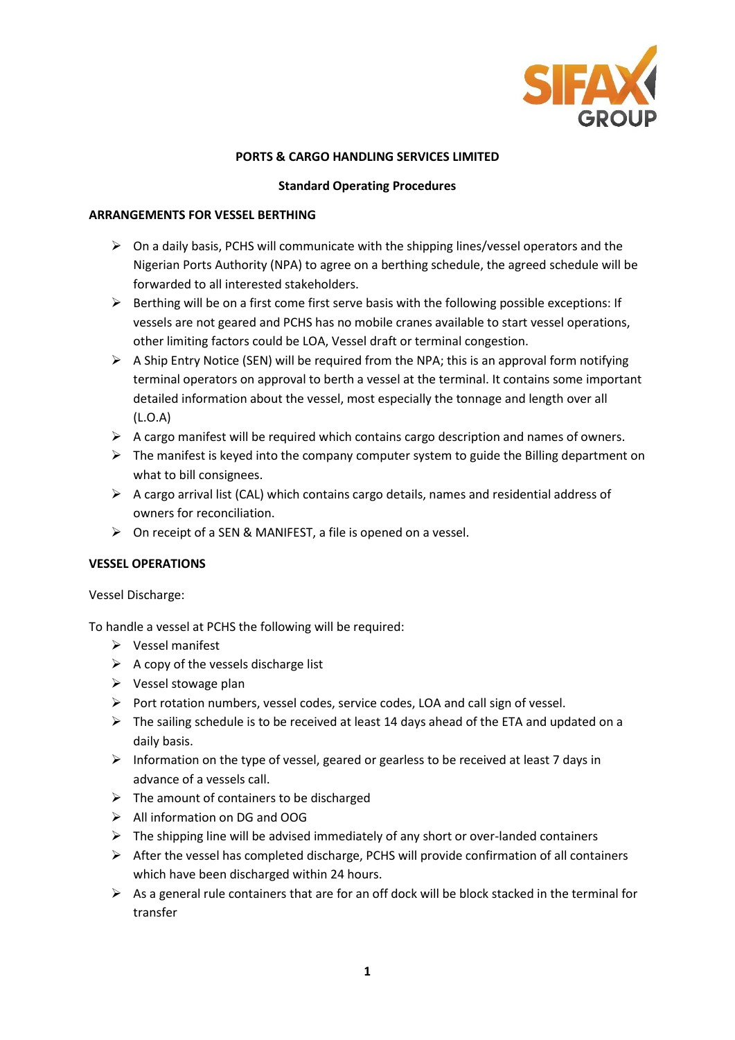**PORTS & CARGO HANDLING SERVICES LIMITED**

**Standard Operating Procedures**

**ARRANGEMENTS FOR VESSEL BERTHING**

- On a daily basis, PCHS will communicate with the shipping lines/vessel operators and the Nigerian Ports Authority (NPA) to agree on a berthing schedule, the agreed schedule will be forwarded to all interested stakeholders.
- Berthing will be on a first come first serve basis with the following possible exceptions: If vessels are not geared and PCHS has no mobile cranes available to start vessel operations, other limiting factors could be LOA, Vessel draft or terminal congestion.
- A Ship Entry Notice (SEN) will be required from the NPA; this is an approval form notifying terminal operators on approval to berth a vessel at the terminal. It contains some important detailed information about the vessel, most especially the tonnage and length over all (L.O.A)
- A cargo manifest will be required which contains cargo description and names of owners.
- The manifest is keyed into the company computer system to guide the Billing department on what to bill consignees.
- A cargo arrival list (CAL) which contains cargo details, names and residential address of owners for reconciliation.
- On receipt of a SEN & MANIFEST, a file is opened on a vessel.

**VESSEL OPERATIONS**

Vessel Discharge:

To handle a vessel at PCHS the following will be required:

- Vessel manifest
- A copy of the vessels discharge list
- Vessel stowage plan
- Port rotation numbers, vessel codes, service codes, LOA and call sign of vessel.
- The sailing schedule is to be received at least 14 days ahead of the ETA and updated on a daily basis.
- Information on the type of vessel, geared or gearless to be received at least 7 days in advance of a vessels call.
- The amount of containers to be discharged
- All information on DG and OOG
- The shipping line will be advised immediately of any short or over-landed containers
- After the vessel has completed discharge, PCHS will provide confirmation of all containers which have been discharged within 24 hours.
- As a general rule containers that are for an off dock will be block stacked in the terminal for transfer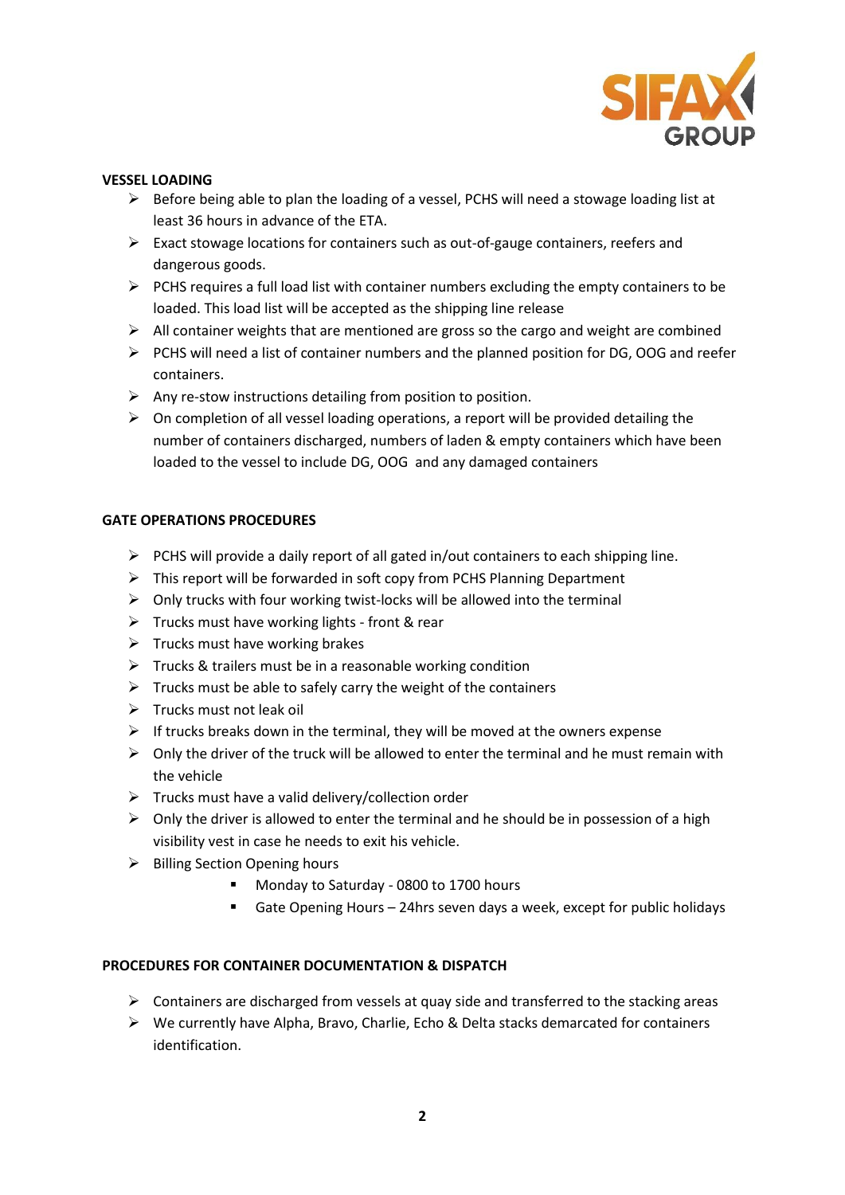**VESSEL LOADING**

- Before being able to plan the loading of a vessel, PCHS will need a stowage loading list at least 36 hours in advance of the ETA.
- Exact stowage locations for containers such as out-of-gauge containers, reefers and dangerous goods.
- PCHS requires a full load list with container numbers excluding the empty containers to be loaded. This load list will be accepted as the shipping line release
- All container weights that are mentioned are gross so the cargo and weight are combined
- PCHS will need a list of container numbers and the planned position for DG, OOG and reefer containers.
- Any re-stow instructions detailing from position to position.
- On completion of all vessel loading operations, a report will be provided detailing the number of containers discharged, numbers of laden & empty containers which have been loaded to the vessel to include DG, OOG and any damaged containers

**GATE OPERATIONS PROCEDURES**

- PCHS will provide a daily report of all gated in/out containers to each shipping line.
- This report will be forwarded in soft copy from PCHS Planning Department
- Only trucks with four working twist-locks will be allowed into the terminal
- Trucks must have working lights - front & rear
- Trucks must have working brakes
- Trucks & trailers must be in a reasonable working condition
- Trucks must be able to safely carry the weight of the containers
- Trucks must not leak oil
- If trucks breaks down in the terminal, they will be moved at the owners expense
- Only the driver of the truck will be allowed to enter the terminal and he must remain with the vehicle
- Trucks must have a valid delivery/collection order
- Only the driver is allowed to enter the terminal and he should be in possession of a high visibility vest in case he needs to exit his vehicle.
- Billing Section Opening hours
    - Monday to Saturday - 0800 to 1700 hours
    - Gate Opening Hours – 24hrs seven days a week, except for public holidays

**PROCEDURES FOR CONTAINER DOCUMENTATION & DISPATCH**

- Containers are discharged from vessels at quay side and transferred to the stacking areas
- We currently have Alpha, Bravo, Charlie, Echo & Delta stacks demarcated for containers identification.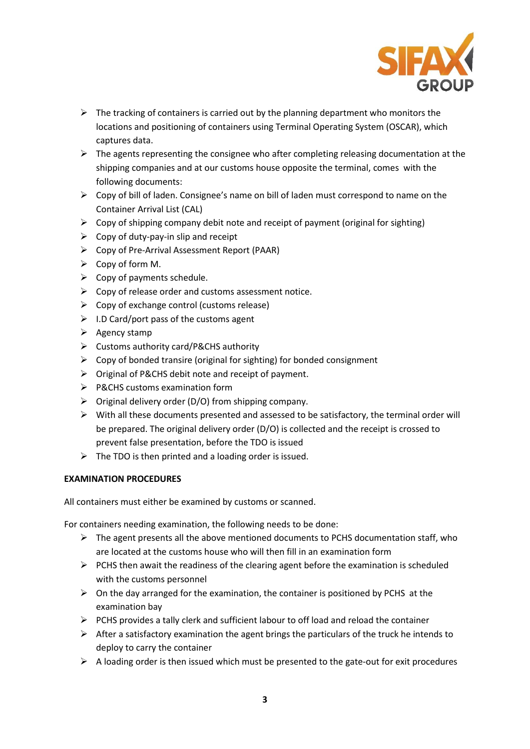- The tracking of containers is carried out by the planning department who monitors the locations and positioning of containers using Terminal Operating System (OSCAR), which captures data.
- The agents representing the consignee who after completing releasing documentation at the shipping companies and at our customs house opposite the terminal, comes with the following documents:
- Copy of bill of laden. Consignee's name on bill of laden must correspond to name on the Container Arrival List (CAL)
- Copy of shipping company debit note and receipt of payment (original for sighting)
- Copy of duty-pay-in slip and receipt
- Copy of Pre-Arrival Assessment Report (PAAR)
- Copy of form M.
- Copy of payments schedule.
- Copy of release order and customs assessment notice.
- Copy of exchange control (customs release)
- I.D Card/port pass of the customs agent
- Agency stamp
- Customs authority card/P&CHS authority
- Copy of bonded transire (original for sighting) for bonded consignment
- Original of P&CHS debit note and receipt of payment.
- P&CHS customs examination form
- Original delivery order (D/O) from shipping company.
- With all these documents presented and assessed to be satisfactory, the terminal order will be prepared. The original delivery order (D/O) is collected and the receipt is crossed to prevent false presentation, before the TDO is issued
- The TDO is then printed and a loading order is issued.

**EXAMINATION PROCEDURES**

All containers must either be examined by customs or scanned.

For containers needing examination, the following needs to be done:

- The agent presents all the above mentioned documents to PCHS documentation staff, who are located at the customs house who will then fill in an examination form
- PCHS then await the readiness of the clearing agent before the examination is scheduled with the customs personnel
- On the day arranged for the examination, the container is positioned by PCHS at the examination bay
- PCHS provides a tally clerk and sufficient labour to off load and reload the container
- After a satisfactory examination the agent brings the particulars of the truck he intends to deploy to carry the container
- A loading order is then issued which must be presented to the gate-out for exit procedures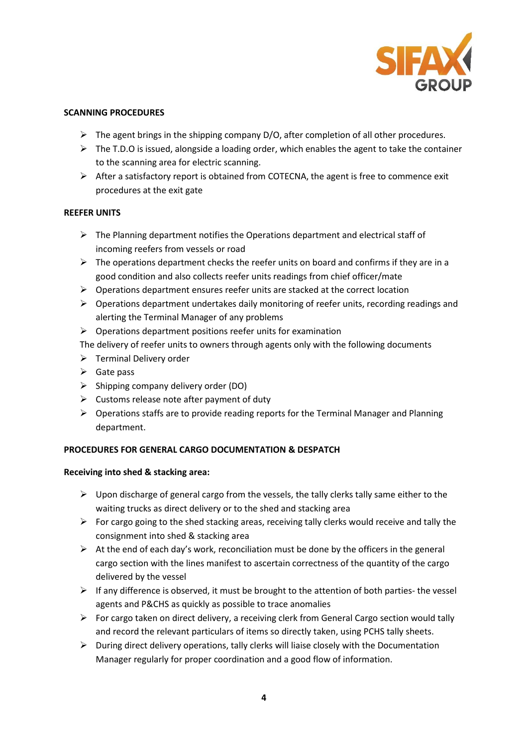**SCANNING PROCEDURES**

- The agent brings in the shipping company D/O, after completion of all other procedures.
- The T.D.O is issued, alongside a loading order, which enables the agent to take the container to the scanning area for electric scanning.
- After a satisfactory report is obtained from COTECNA, the agent is free to commence exit procedures at the exit gate

**REEFER UNITS**

- The Planning department notifies the Operations department and electrical staff of incoming reefers from vessels or road
- The operations department checks the reefer units on board and confirms if they are in a good condition and also collects reefer units readings from chief officer/mate
- Operations department ensures reefer units are stacked at the correct location
- Operations department undertakes daily monitoring of reefer units, recording readings and alerting the Terminal Manager of any problems
- Operations department positions reefer units for examination

The delivery of reefer units to owners through agents only with the following documents

- Terminal Delivery order
- Gate pass
- Shipping company delivery order (DO)
- Customs release note after payment of duty
- Operations staffs are to provide reading reports for the Terminal Manager and Planning department.

**PROCEDURES FOR GENERAL CARGO DOCUMENTATION & DESPATCH**

**Receiving into shed & stacking area:**

- Upon discharge of general cargo from the vessels, the tally clerks tally same either to the waiting trucks as direct delivery or to the shed and stacking area
- For cargo going to the shed stacking areas, receiving tally clerks would receive and tally the consignment into shed & stacking area
- At the end of each day's work, reconciliation must be done by the officers in the general cargo section with the lines manifest to ascertain correctness of the quantity of the cargo delivered by the vessel
- If any difference is observed, it must be brought to the attention of both parties- the vessel agents and P&CHS as quickly as possible to trace anomalies
- For cargo taken on direct delivery, a receiving clerk from General Cargo section would tally and record the relevant particulars of items so directly taken, using PCHS tally sheets.
- During direct delivery operations, tally clerks will liaise closely with the Documentation Manager regularly for proper coordination and a good flow of information.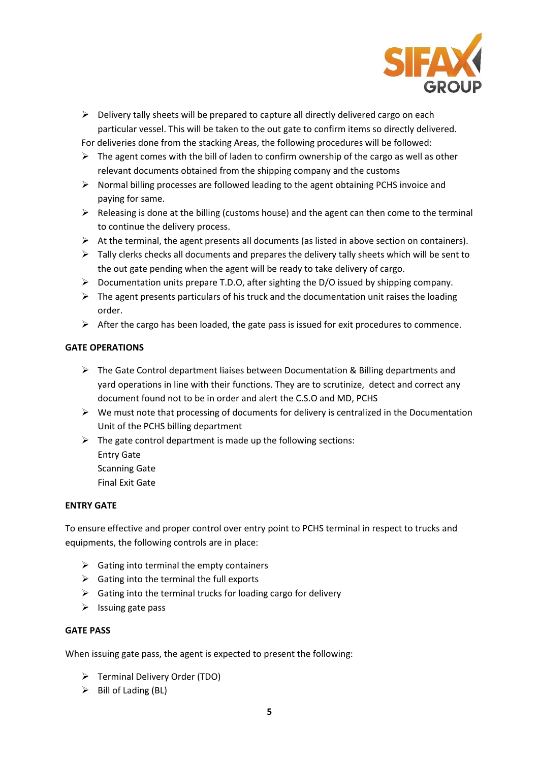- Delivery tally sheets will be prepared to capture all directly delivered cargo on each particular vessel. This will be taken to the out gate to confirm items so directly delivered.

For deliveries done from the stacking Areas, the following procedures will be followed:

- The agent comes with the bill of laden to confirm ownership of the cargo as well as other relevant documents obtained from the shipping company and the customs
- Normal billing processes are followed leading to the agent obtaining PCHS invoice and paying for same.
- Releasing is done at the billing (customs house) and the agent can then come to the terminal to continue the delivery process.
- At the terminal, the agent presents all documents (as listed in above section on containers).
- Tally clerks checks all documents and prepares the delivery tally sheets which will be sent to the out gate pending when the agent will be ready to take delivery of cargo.
- Documentation units prepare T.D.O, after sighting the D/O issued by shipping company.
- The agent presents particulars of his truck and the documentation unit raises the loading order.
- After the cargo has been loaded, the gate pass is issued for exit procedures to commence.

**GATE OPERATIONS**

- The Gate Control department liaises between Documentation & Billing departments and yard operations in line with their functions. They are to scrutinize, detect and correct any document found not to be in order and alert the C.S.O and MD, PCHS
- We must note that processing of documents for delivery is centralized in the Documentation Unit of the PCHS billing department
- The gate control department is made up the following sections:
  Entry Gate
  Scanning Gate
  Final Exit Gate

**ENTRY GATE**

To ensure effective and proper control over entry point to PCHS terminal in respect to trucks and equipments, the following controls are in place:

- Gating into terminal the empty containers
- Gating into the terminal the full exports
- Gating into the terminal trucks for loading cargo for delivery
- Issuing gate pass

**GATE PASS**

When issuing gate pass, the agent is expected to present the following:

- Terminal Delivery Order (TDO)
- Bill of Lading (BL)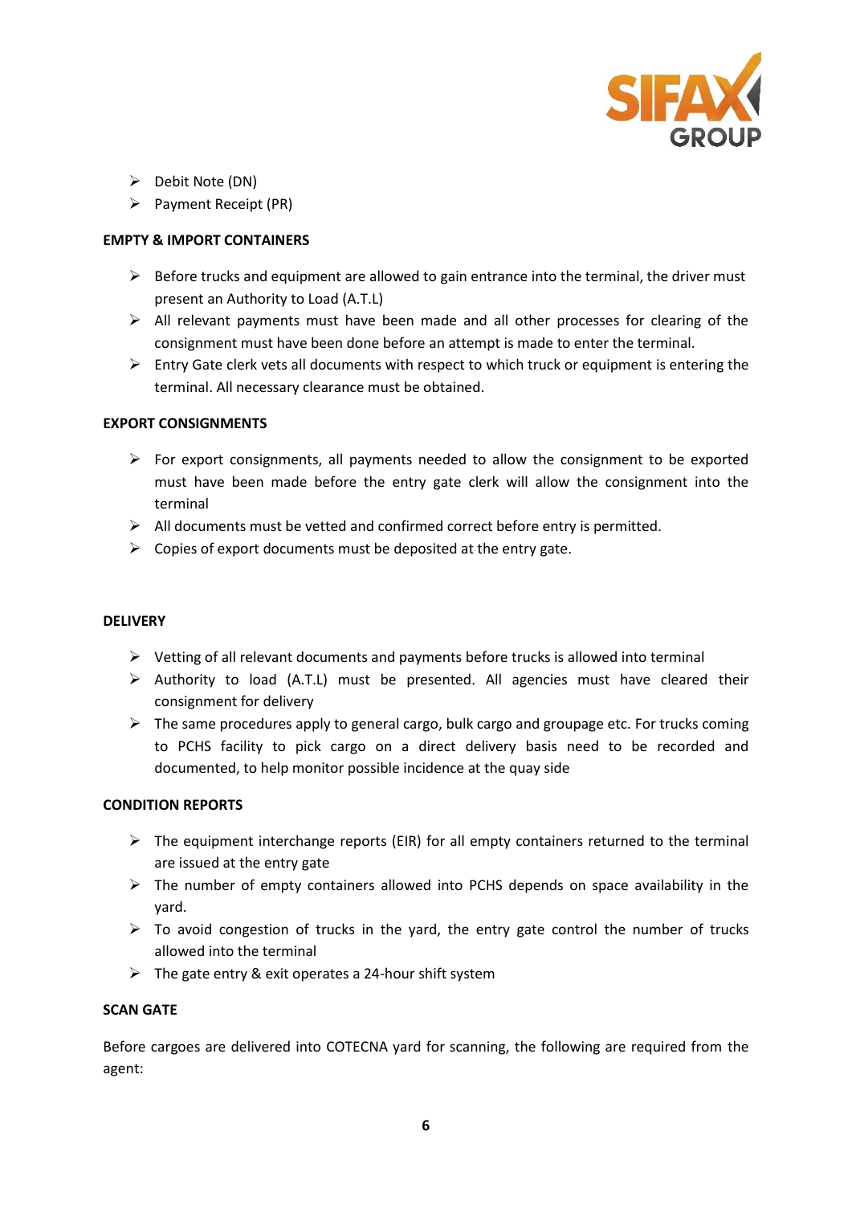- Debit Note (DN)
- Payment Receipt (PR)

**EMPTY & IMPORT CONTAINERS**

- Before trucks and equipment are allowed to gain entrance into the terminal, the driver must present an Authority to Load (A.T.L)
- All relevant payments must have been made and all other processes for clearing of the consignment must have been done before an attempt is made to enter the terminal.
- Entry Gate clerk vets all documents with respect to which truck or equipment is entering the terminal. All necessary clearance must be obtained.

**EXPORT CONSIGNMENTS**

- For export consignments, all payments needed to allow the consignment to be exported must have been made before the entry gate clerk will allow the consignment into the terminal
- All documents must be vetted and confirmed correct before entry is permitted.
- Copies of export documents must be deposited at the entry gate.

**DELIVERY**

- Vetting of all relevant documents and payments before trucks is allowed into terminal
- Authority to load (A.T.L) must be presented. All agencies must have cleared their consignment for delivery
- The same procedures apply to general cargo, bulk cargo and groupage etc. For trucks coming to PCHS facility to pick cargo on a direct delivery basis need to be recorded and documented, to help monitor possible incidence at the quay side

**CONDITION REPORTS**

- The equipment interchange reports (EIR) for all empty containers returned to the terminal are issued at the entry gate
- The number of empty containers allowed into PCHS depends on space availability in the yard.
- To avoid congestion of trucks in the yard, the entry gate control the number of trucks allowed into the terminal
- The gate entry & exit operates a 24-hour shift system

**SCAN GATE**

Before cargoes are delivered into COTECNA yard for scanning, the following are required from the agent: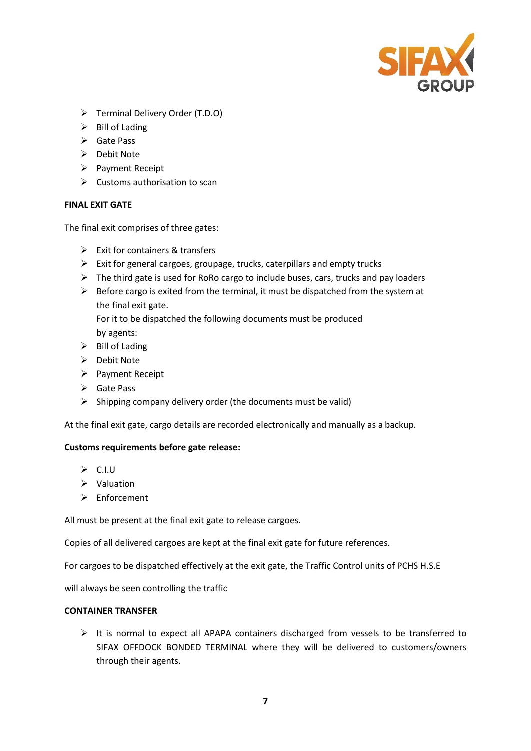- Terminal Delivery Order (T.D.O)
- Bill of Lading
- Gate Pass
- Debit Note
- Payment Receipt
- Customs authorisation to scan

**FINAL EXIT GATE**

The final exit comprises of three gates:

- Exit for containers & transfers
- Exit for general cargoes, groupage, trucks, caterpillars and empty trucks
- The third gate is used for RoRo cargo to include buses, cars, trucks and pay loaders
- Before cargo is exited from the terminal, it must be dispatched from the system at the final exit gate.
  For it to be dispatched the following documents must be produced by agents:
- Bill of Lading
- Debit Note
- Payment Receipt
- Gate Pass
- Shipping company delivery order (the documents must be valid)

At the final exit gate, cargo details are recorded electronically and manually as a backup.

**Customs requirements before gate release:**

- C.I.U
- Valuation
- Enforcement

All must be present at the final exit gate to release cargoes.

Copies of all delivered cargoes are kept at the final exit gate for future references.

For cargoes to be dispatched effectively at the exit gate, the Traffic Control units of PCHS H.S.E

will always be seen controlling the traffic

**CONTAINER TRANSFER**

- It is normal to expect all APAPA containers discharged from vessels to be transferred to SIFAX OFFDOCK BONDED TERMINAL where they will be delivered to customers/owners through their agents.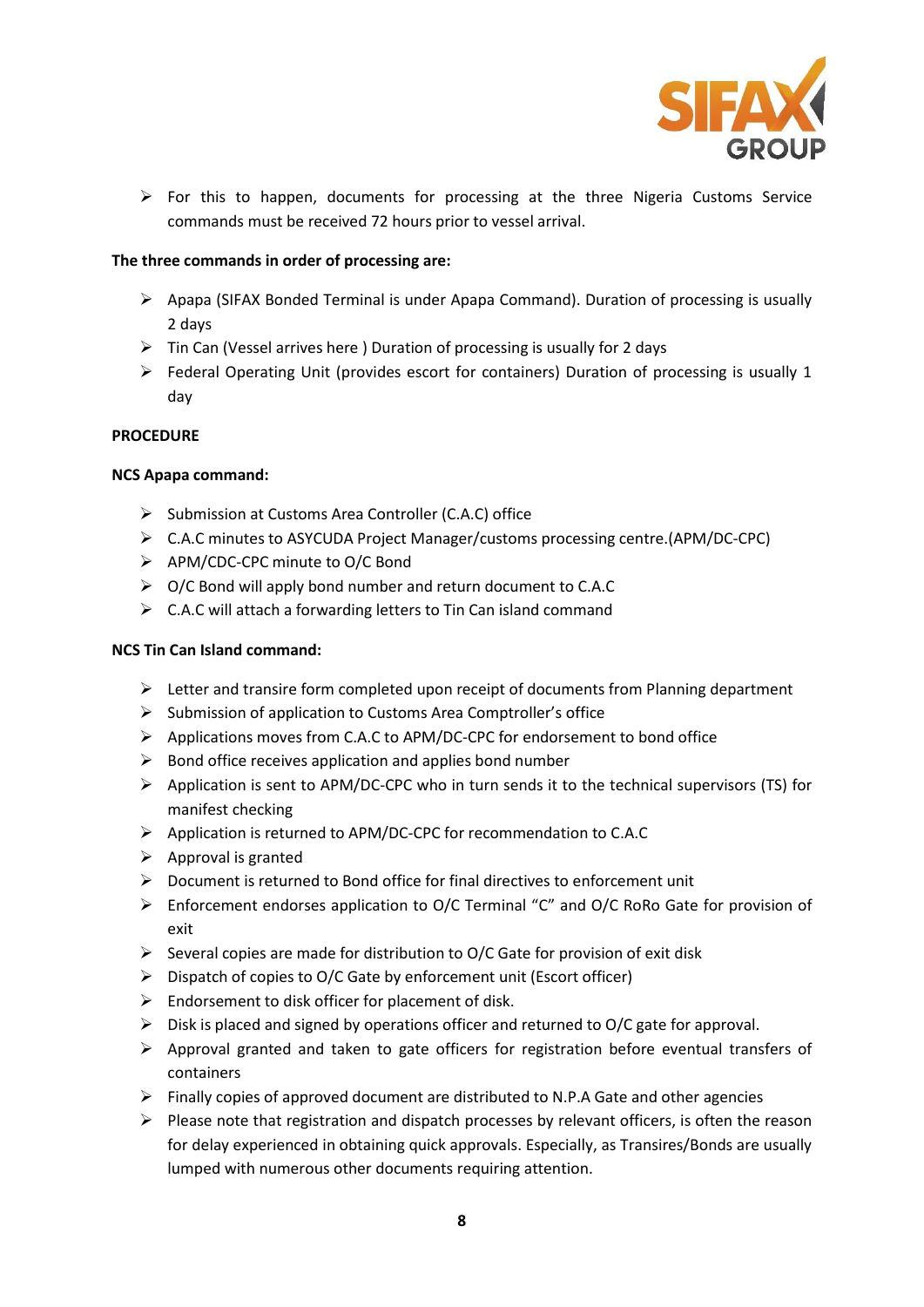- For this to happen, documents for processing at the three Nigeria Customs Service commands must be received 72 hours prior to vessel arrival.

**The three commands in order of processing are:**

- Apapa (SIFAX Bonded Terminal is under Apapa Command). Duration of processing is usually 2 days
- Tin Can (Vessel arrives here ) Duration of processing is usually for 2 days
- Federal Operating Unit (provides escort for containers) Duration of processing is usually 1 day

**PROCEDURE**

**NCS Apapa command:**

- Submission at Customs Area Controller (C.A.C) office
- C.A.C minutes to ASYCUDA Project Manager/customs processing centre.(APM/DC-CPC)
- APM/CDC-CPC minute to O/C Bond
- O/C Bond will apply bond number and return document to C.A.C
- C.A.C will attach a forwarding letters to Tin Can island command

**NCS Tin Can Island command:**

- Letter and transire form completed upon receipt of documents from Planning department
- Submission of application to Customs Area Comptroller's office
- Applications moves from C.A.C to APM/DC-CPC for endorsement to bond office
- Bond office receives application and applies bond number
- Application is sent to APM/DC-CPC who in turn sends it to the technical supervisors (TS) for manifest checking
- Application is returned to APM/DC-CPC for recommendation to C.A.C
- Approval is granted
- Document is returned to Bond office for final directives to enforcement unit
- Enforcement endorses application to O/C Terminal "C" and O/C RoRo Gate for provision of exit
- Several copies are made for distribution to O/C Gate for provision of exit disk
- Dispatch of copies to O/C Gate by enforcement unit (Escort officer)
- Endorsement to disk officer for placement of disk.
- Disk is placed and signed by operations officer and returned to O/C gate for approval.
- Approval granted and taken to gate officers for registration before eventual transfers of containers
- Finally copies of approved document are distributed to N.P.A Gate and other agencies
- Please note that registration and dispatch processes by relevant officers, is often the reason for delay experienced in obtaining quick approvals. Especially, as Transires/Bonds are usually lumped with numerous other documents requiring attention.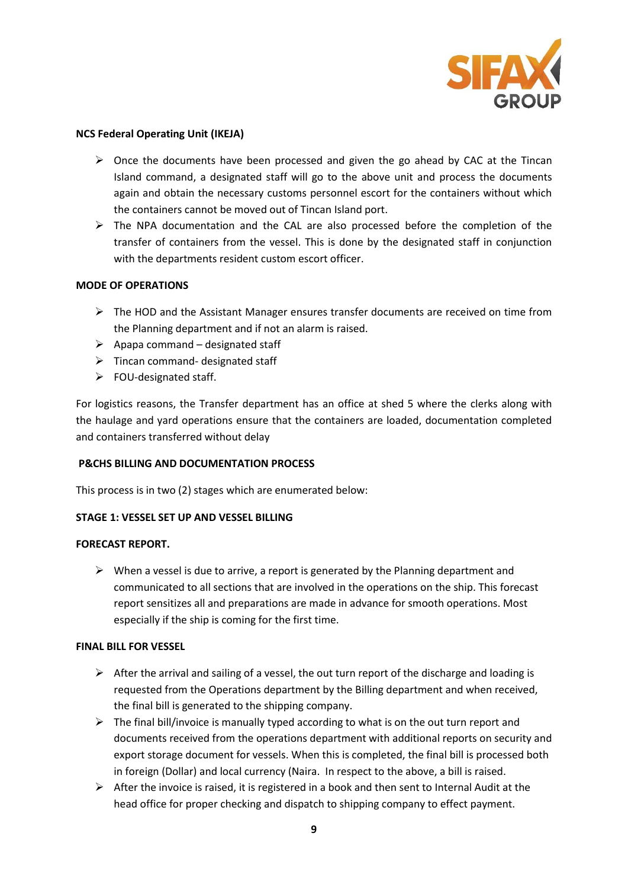**NCS Federal Operating Unit (IKEJA)**

- Once the documents have been processed and given the go ahead by CAC at the Tincan Island command, a designated staff will go to the above unit and process the documents again and obtain the necessary customs personnel escort for the containers without which the containers cannot be moved out of Tincan Island port.
- The NPA documentation and the CAL are also processed before the completion of the transfer of containers from the vessel. This is done by the designated staff in conjunction with the departments resident custom escort officer.

**MODE OF OPERATIONS**

- The HOD and the Assistant Manager ensures transfer documents are received on time from the Planning department and if not an alarm is raised.
- Apapa command – designated staff
- Tincan command- designated staff
- FOU-designated staff.

For logistics reasons, the Transfer department has an office at shed 5 where the clerks along with the haulage and yard operations ensure that the containers are loaded, documentation completed and containers transferred without delay

**P&CHS BILLING AND DOCUMENTATION PROCESS**

This process is in two (2) stages which are enumerated below:

**STAGE 1: VESSEL SET UP AND VESSEL BILLING**

**FORECAST REPORT.**

- When a vessel is due to arrive, a report is generated by the Planning department and communicated to all sections that are involved in the operations on the ship. This forecast report sensitizes all and preparations are made in advance for smooth operations. Most especially if the ship is coming for the first time.

**FINAL BILL FOR VESSEL**

- After the arrival and sailing of a vessel, the out turn report of the discharge and loading is requested from the Operations department by the Billing department and when received, the final bill is generated to the shipping company.
- The final bill/invoice is manually typed according to what is on the out turn report and documents received from the operations department with additional reports on security and export storage document for vessels. When this is completed, the final bill is processed both in foreign (Dollar) and local currency (Naira. In respect to the above, a bill is raised.
- After the invoice is raised, it is registered in a book and then sent to Internal Audit at the head office for proper checking and dispatch to shipping company to effect payment.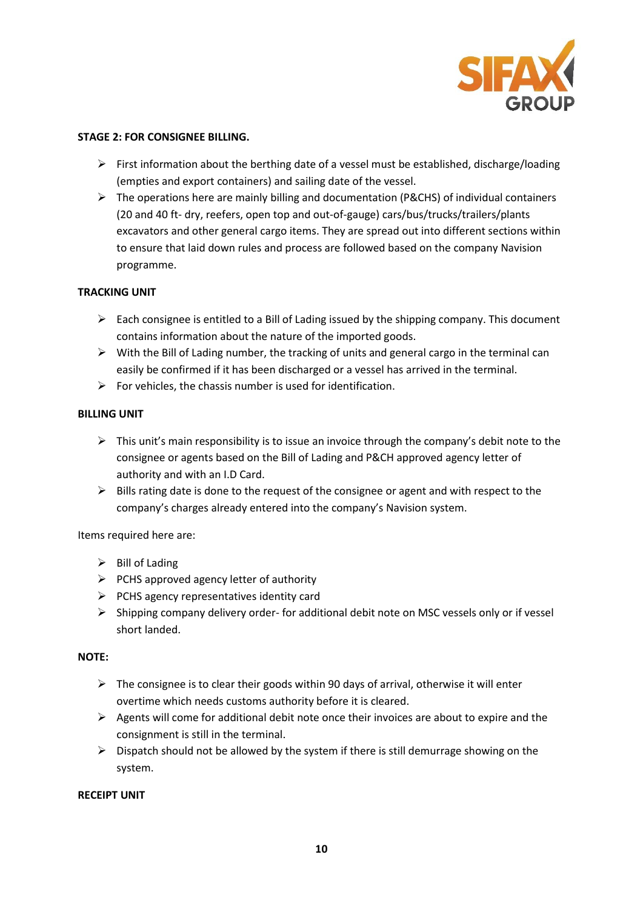**STAGE 2: FOR CONSIGNEE BILLING.**

- First information about the berthing date of a vessel must be established, discharge/loading (empties and export containers) and sailing date of the vessel.
- The operations here are mainly billing and documentation (P&CHS) of individual containers (20 and 40 ft- dry, reefers, open top and out-of-gauge) cars/bus/trucks/trailers/plants excavators and other general cargo items. They are spread out into different sections within to ensure that laid down rules and process are followed based on the company Navision programme.

**TRACKING UNIT**

- Each consignee is entitled to a Bill of Lading issued by the shipping company. This document contains information about the nature of the imported goods.
- With the Bill of Lading number, the tracking of units and general cargo in the terminal can easily be confirmed if it has been discharged or a vessel has arrived in the terminal.
- For vehicles, the chassis number is used for identification.

**BILLING UNIT**

- This unit's main responsibility is to issue an invoice through the company's debit note to the consignee or agents based on the Bill of Lading and P&CH approved agency letter of authority and with an I.D Card.
- Bills rating date is done to the request of the consignee or agent and with respect to the company's charges already entered into the company's Navision system.

Items required here are:

- Bill of Lading
- PCHS approved agency letter of authority
- PCHS agency representatives identity card
- Shipping company delivery order- for additional debit note on MSC vessels only or if vessel short landed.

**NOTE:**

- The consignee is to clear their goods within 90 days of arrival, otherwise it will enter overtime which needs customs authority before it is cleared.
- Agents will come for additional debit note once their invoices are about to expire and the consignment is still in the terminal.
- Dispatch should not be allowed by the system if there is still demurrage showing on the system.

**RECEIPT UNIT**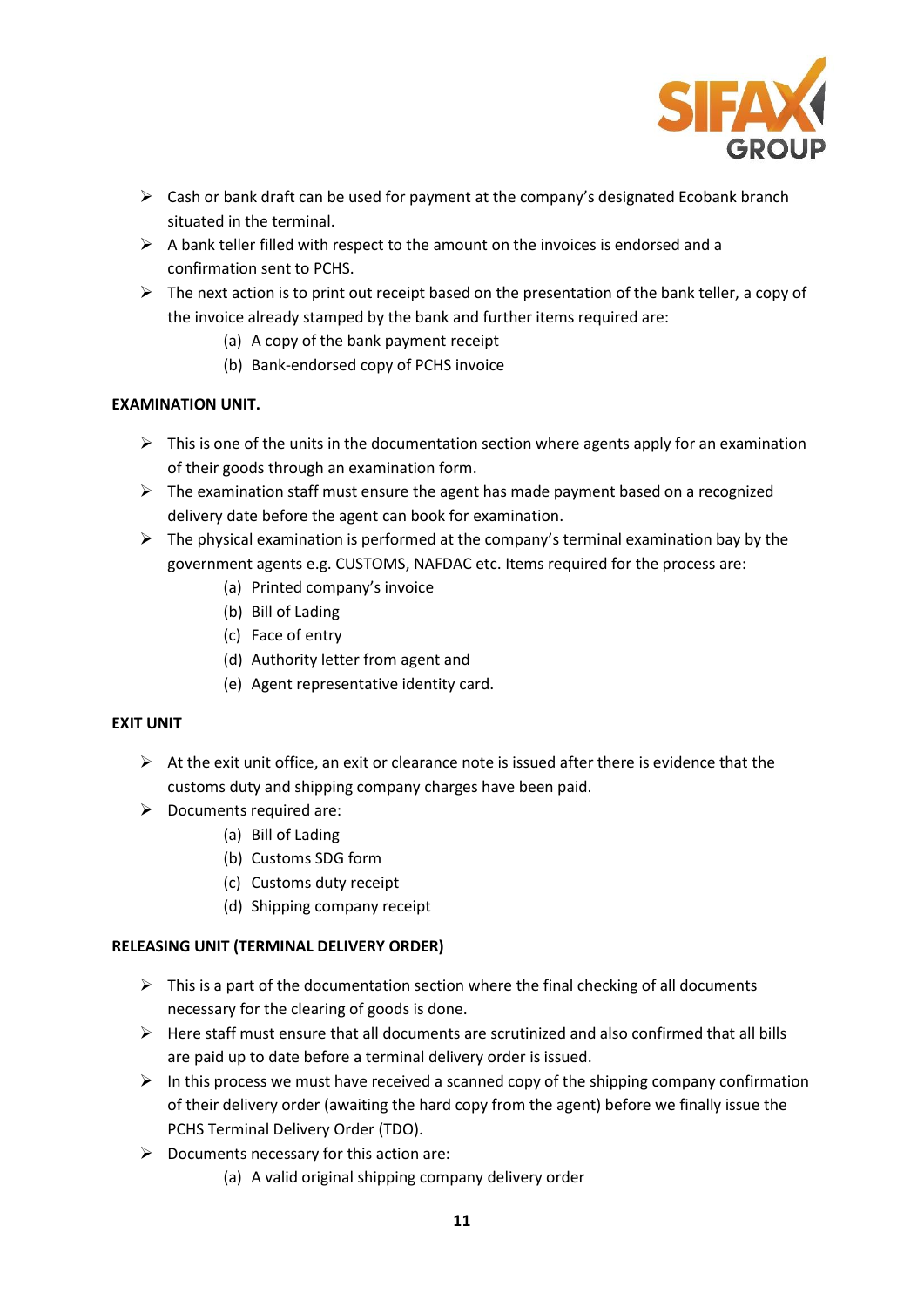- Cash or bank draft can be used for payment at the company's designated Ecobank branch situated in the terminal.
- A bank teller filled with respect to the amount on the invoices is endorsed and a confirmation sent to PCHS.
- The next action is to print out receipt based on the presentation of the bank teller, a copy of the invoice already stamped by the bank and further items required are:
  - (a) A copy of the bank payment receipt
  - (b) Bank-endorsed copy of PCHS invoice

**EXAMINATION UNIT.**

- This is one of the units in the documentation section where agents apply for an examination of their goods through an examination form.
- The examination staff must ensure the agent has made payment based on a recognized delivery date before the agent can book for examination.
- The physical examination is performed at the company's terminal examination bay by the government agents e.g. CUSTOMS, NAFDAC etc. Items required for the process are:
  - (a) Printed company's invoice
  - (b) Bill of Lading
  - (c) Face of entry
  - (d) Authority letter from agent and
  - (e) Agent representative identity card.

**EXIT UNIT**

- At the exit unit office, an exit or clearance note is issued after there is evidence that the customs duty and shipping company charges have been paid.
- Documents required are:
  - (a) Bill of Lading
  - (b) Customs SDG form
  - (c) Customs duty receipt
  - (d) Shipping company receipt

**RELEASING UNIT (TERMINAL DELIVERY ORDER)**

- This is a part of the documentation section where the final checking of all documents necessary for the clearing of goods is done.
- Here staff must ensure that all documents are scrutinized and also confirmed that all bills are paid up to date before a terminal delivery order is issued.
- In this process we must have received a scanned copy of the shipping company confirmation of their delivery order (awaiting the hard copy from the agent) before we finally issue the PCHS Terminal Delivery Order (TDO).
- Documents necessary for this action are:
  - (a) A valid original shipping company delivery order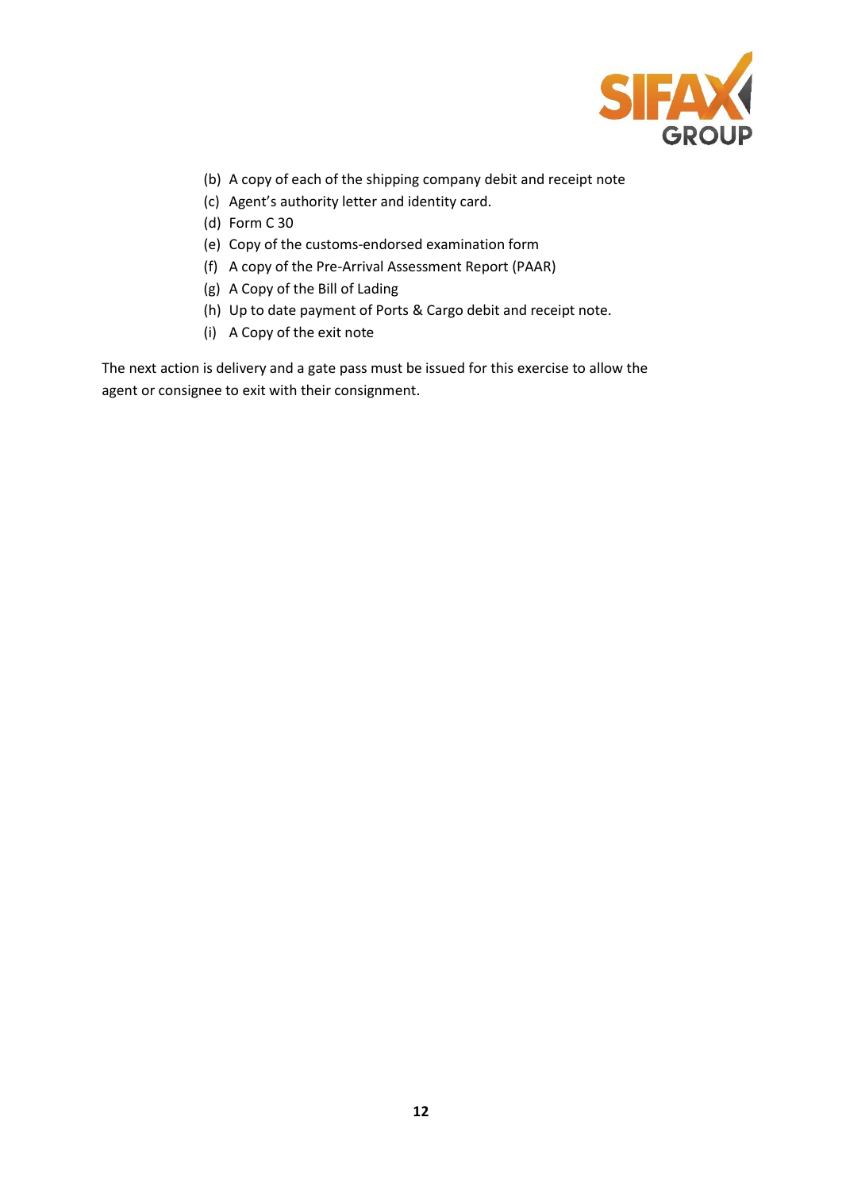(b) A copy of each of the shipping company debit and receipt note
(c) Agent's authority letter and identity card.
(d) Form C 30
(e) Copy of the customs-endorsed examination form
(f) A copy of the Pre-Arrival Assessment Report (PAAR)
(g) A Copy of the Bill of Lading
(h) Up to date payment of Ports & Cargo debit and receipt note.
(i) A Copy of the exit note

The next action is delivery and a gate pass must be issued for this exercise to allow the agent or consignee to exit with their consignment.